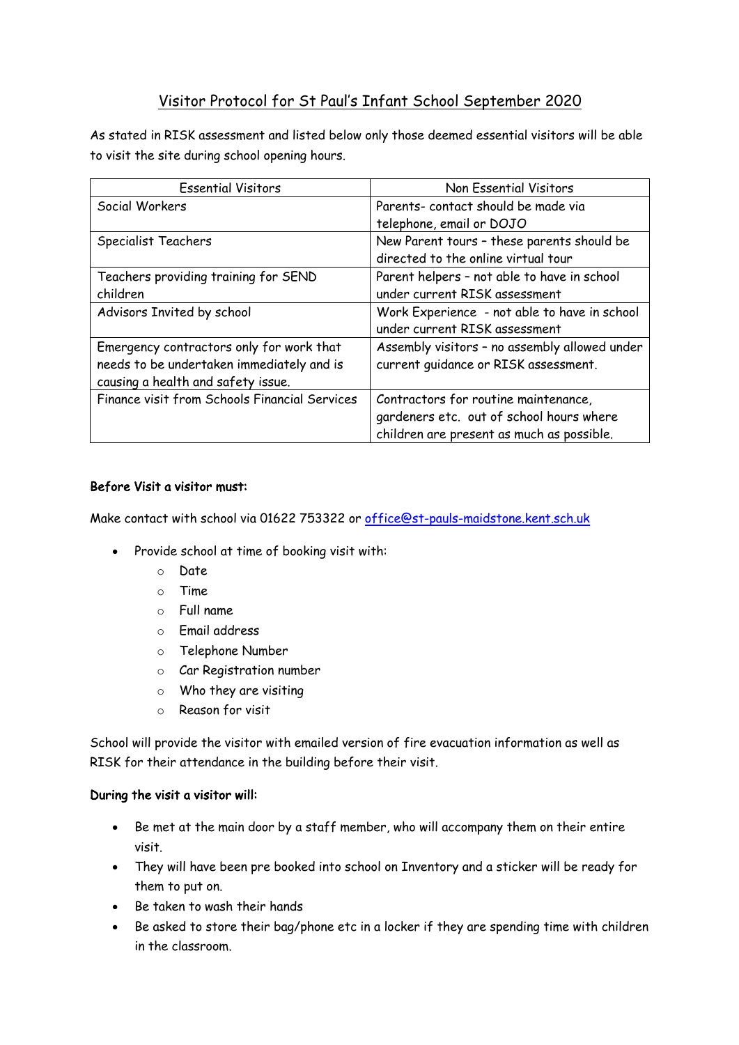# Visitor Protocol for St Paul's Infant School September 2020

As stated in RISK assessment and listed below only those deemed essential visitors will be able to visit the site during school opening hours.

| Essential Visitors | Non Essential Visitors |
| --- | --- |
| Social Workers | Parents- contact should be made via telephone, email or DOJO |
| Specialist Teachers | New Parent tours – these parents should be directed to the online virtual tour |
| Teachers providing training for SEND children | Parent helpers – not able to have in school under current RISK assessment |
| Advisors Invited by school | Work Experience - not able to have in school under current RISK assessment |
| Emergency contractors only for work that needs to be undertaken immediately and is causing a health and safety issue. | Assembly visitors – no assembly allowed under current guidance or RISK assessment. |
| Finance visit from Schools Financial Services | Contractors for routine maintenance, gardeners etc. out of school hours where children are present as much as possible. |

**Before Visit a visitor must:**

Make contact with school via 01622 753322 or office@st-pauls-maidstone.kent.sch.uk

- Provide school at time of booking visit with:
  - Date
  - Time
  - Full name
  - Email address
  - Telephone Number
  - Car Registration number
  - Who they are visiting
  - Reason for visit

School will provide the visitor with emailed version of fire evacuation information as well as RISK for their attendance in the building before their visit.

**During the visit a visitor will:**

- Be met at the main door by a staff member, who will accompany them on their entire visit.
- They will have been pre booked into school on Inventory and a sticker will be ready for them to put on.
- Be taken to wash their hands
- Be asked to store their bag/phone etc in a locker if they are spending time with children in the classroom.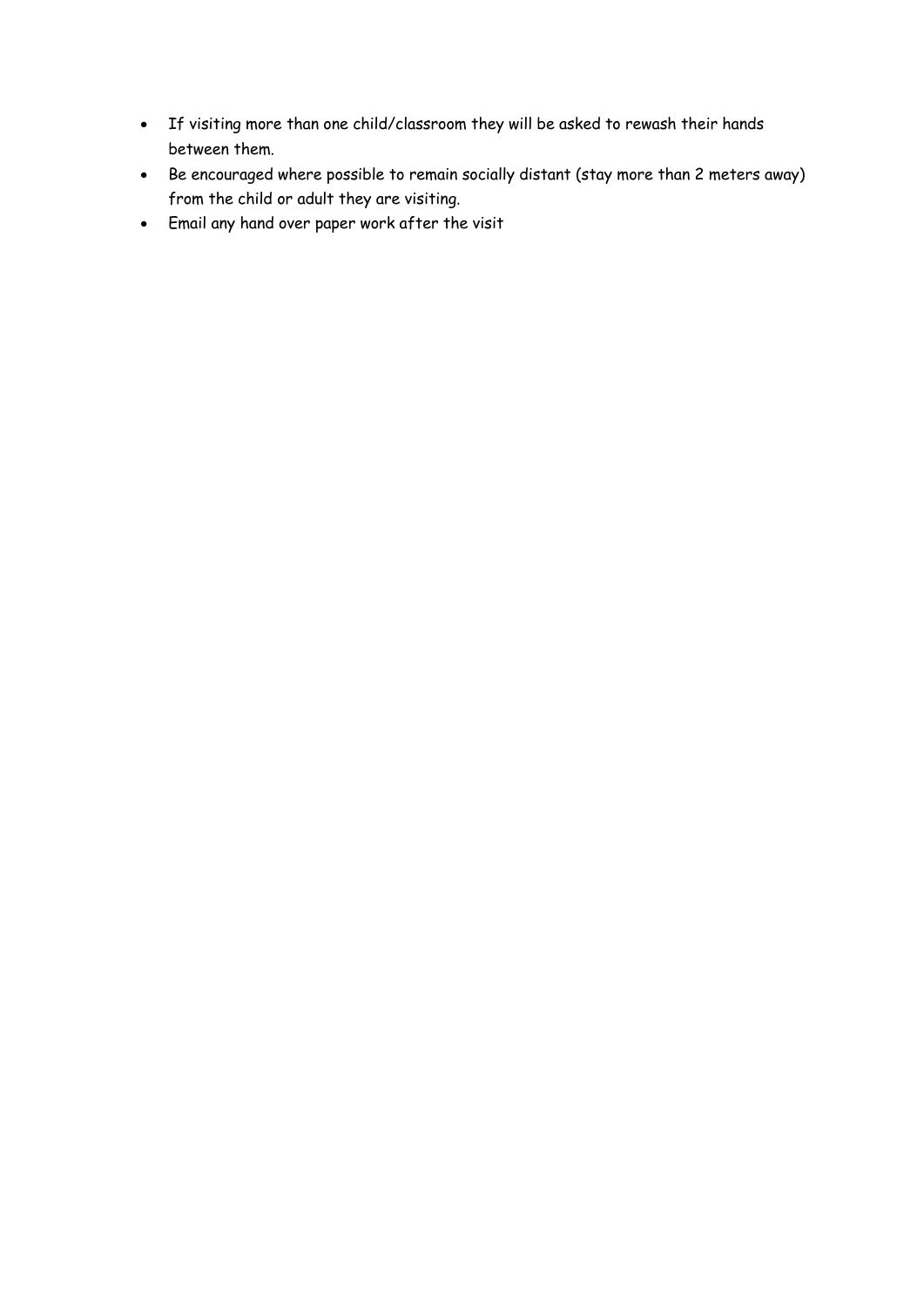- If visiting more than one child/classroom they will be asked to rewash their hands between them.
- Be encouraged where possible to remain socially distant (stay more than 2 meters away) from the child or adult they are visiting.
- Email any hand over paper work after the visit